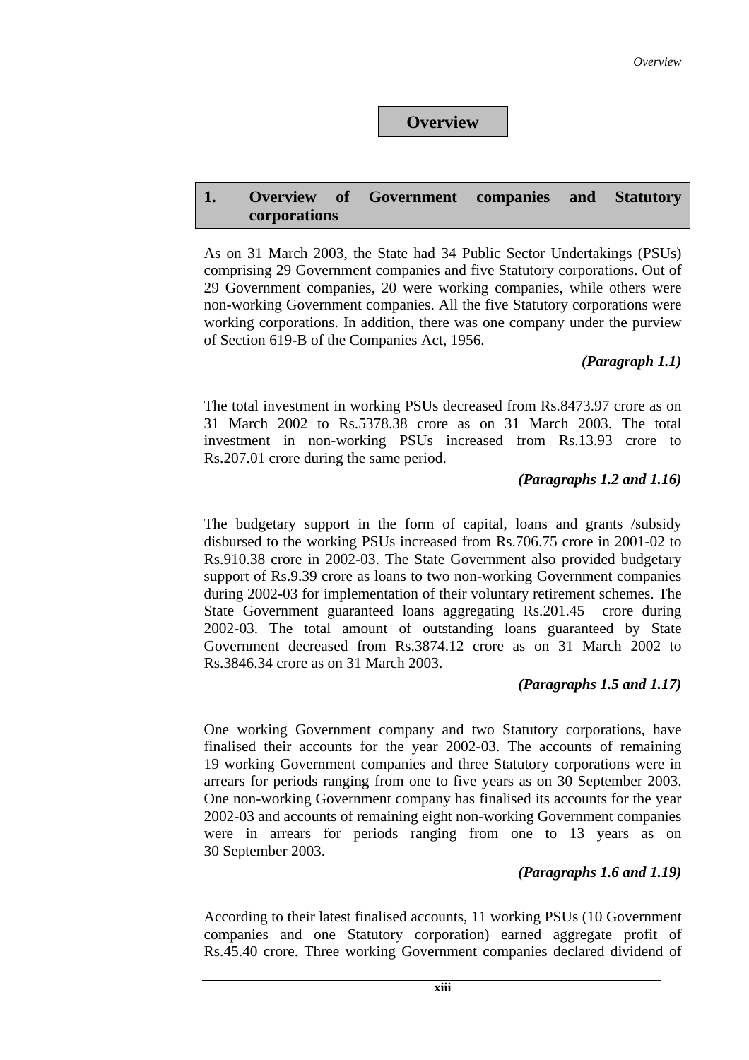# Overview

## 1. Overview of Government companies and Statutory corporations

As on 31 March 2003, the State had 34 Public Sector Undertakings (PSUs) comprising 29 Government companies and five Statutory corporations. Out of 29 Government companies, 20 were working companies, while others were non-working Government companies. All the five Statutory corporations were working corporations. In addition, there was one company under the purview of Section 619-B of the Companies Act, 1956.

***(Paragraph 1.1)***

The total investment in working PSUs decreased from Rs.8473.97 crore as on 31 March 2002 to Rs.5378.38 crore as on 31 March 2003. The total investment in non-working PSUs increased from Rs.13.93 crore to Rs.207.01 crore during the same period.

***(Paragraphs 1.2 and 1.16)***

The budgetary support in the form of capital, loans and grants /subsidy disbursed to the working PSUs increased from Rs.706.75 crore in 2001-02 to Rs.910.38 crore in 2002-03. The State Government also provided budgetary support of Rs.9.39 crore as loans to two non-working Government companies during 2002-03 for implementation of their voluntary retirement schemes. The State Government guaranteed loans aggregating Rs.201.45 crore during 2002-03. The total amount of outstanding loans guaranteed by State Government decreased from Rs.3874.12 crore as on 31 March 2002 to Rs.3846.34 crore as on 31 March 2003.

***(Paragraphs 1.5 and 1.17)***

One working Government company and two Statutory corporations, have finalised their accounts for the year 2002-03. The accounts of remaining 19 working Government companies and three Statutory corporations were in arrears for periods ranging from one to five years as on 30 September 2003. One non-working Government company has finalised its accounts for the year 2002-03 and accounts of remaining eight non-working Government companies were in arrears for periods ranging from one to 13 years as on 30 September 2003.

***(Paragraphs 1.6 and 1.19)***

According to their latest finalised accounts, 11 working PSUs (10 Government companies and one Statutory corporation) earned aggregate profit of Rs.45.40 crore. Three working Government companies declared dividend of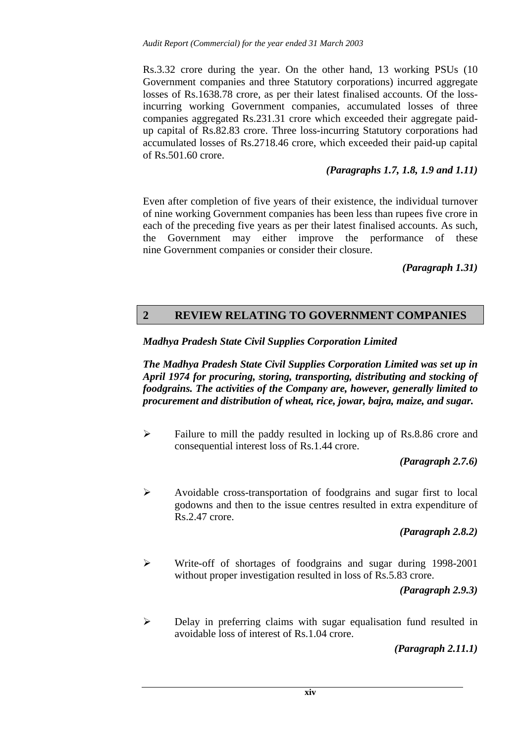Rs.3.32 crore during the year. On the other hand, 13 working PSUs (10 Government companies and three Statutory corporations) incurred aggregate losses of Rs.1638.78 crore, as per their latest finalised accounts. Of the loss-incurring working Government companies, accumulated losses of three companies aggregated Rs.231.31 crore which exceeded their aggregate paid-up capital of Rs.82.83 crore. Three loss-incurring Statutory corporations had accumulated losses of Rs.2718.46 crore, which exceeded their paid-up capital of Rs.501.60 crore.

***(Paragraphs 1.7, 1.8, 1.9 and 1.11)***

Even after completion of five years of their existence, the individual turnover of nine working Government companies has been less than rupees five crore in each of the preceding five years as per their latest finalised accounts. As such, the Government may either improve the performance of these nine Government companies or consider their closure.

***(Paragraph 1.31)***

## 2 REVIEW RELATING TO GOVERNMENT COMPANIES

***Madhya Pradesh State Civil Supplies Corporation Limited***

***The Madhya Pradesh State Civil Supplies Corporation Limited was set up in April 1974 for procuring, storing, transporting, distributing and stocking of foodgrains. The activities of the Company are, however, generally limited to procurement and distribution of wheat, rice, jowar, bajra, maize, and sugar.***

- Failure to mill the paddy resulted in locking up of Rs.8.86 crore and consequential interest loss of Rs.1.44 crore.

  ***(Paragraph 2.7.6)***

- Avoidable cross-transportation of foodgrains and sugar first to local godowns and then to the issue centres resulted in extra expenditure of Rs.2.47 crore.

  ***(Paragraph 2.8.2)***

- Write-off of shortages of foodgrains and sugar during 1998-2001 without proper investigation resulted in loss of Rs.5.83 crore.

  ***(Paragraph 2.9.3)***

- Delay in preferring claims with sugar equalisation fund resulted in avoidable loss of interest of Rs.1.04 crore.

  ***(Paragraph 2.11.1)***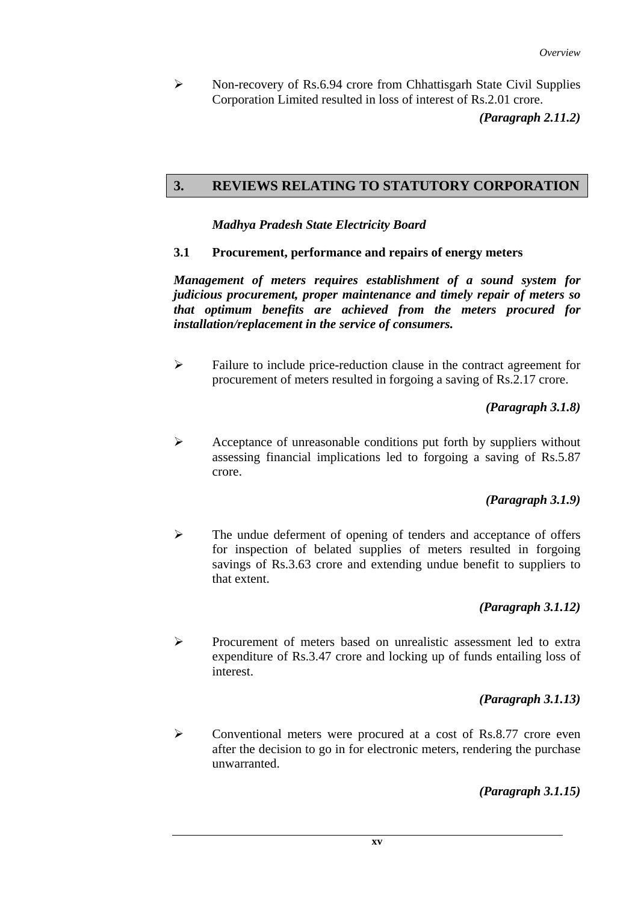- Non-recovery of Rs.6.94 crore from Chhattisgarh State Civil Supplies Corporation Limited resulted in loss of interest of Rs.2.01 crore.

  ***(Paragraph 2.11.2)***

## 3. REVIEWS RELATING TO STATUTORY CORPORATION

***Madhya Pradesh State Electricity Board***

### 3.1 Procurement, performance and repairs of energy meters

***Management of meters requires establishment of a sound system for judicious procurement, proper maintenance and timely repair of meters so that optimum benefits are achieved from the meters procured for installation/replacement in the service of consumers.***

- Failure to include price-reduction clause in the contract agreement for procurement of meters resulted in forgoing a saving of Rs.2.17 crore.

  ***(Paragraph 3.1.8)***

- Acceptance of unreasonable conditions put forth by suppliers without assessing financial implications led to forgoing a saving of Rs.5.87 crore.

  ***(Paragraph 3.1.9)***

- The undue deferment of opening of tenders and acceptance of offers for inspection of belated supplies of meters resulted in forgoing savings of Rs.3.63 crore and extending undue benefit to suppliers to that extent.

  ***(Paragraph 3.1.12)***

- Procurement of meters based on unrealistic assessment led to extra expenditure of Rs.3.47 crore and locking up of funds entailing loss of interest.

  ***(Paragraph 3.1.13)***

- Conventional meters were procured at a cost of Rs.8.77 crore even after the decision to go in for electronic meters, rendering the purchase unwarranted.

  ***(Paragraph 3.1.15)***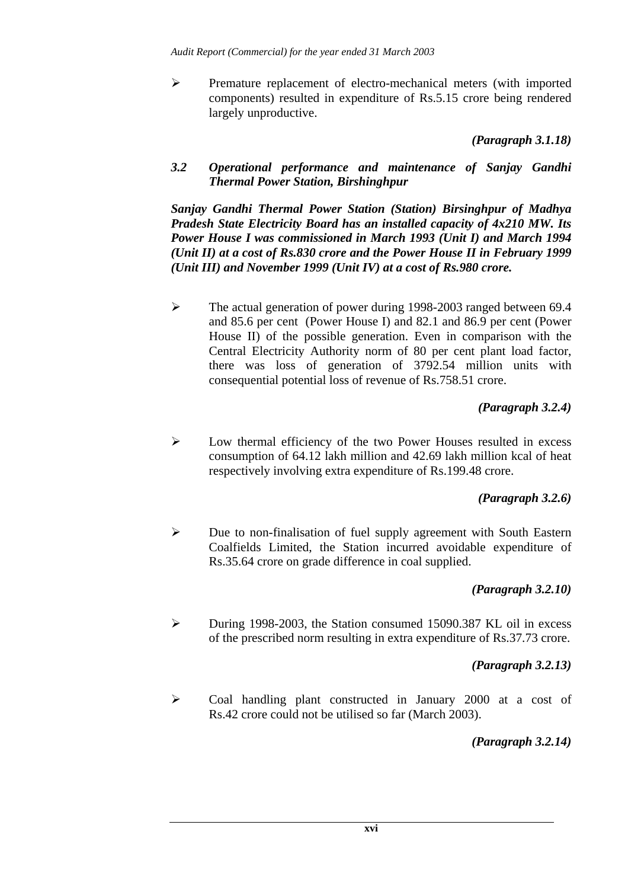- Premature replacement of electro-mechanical meters (with imported components) resulted in expenditure of Rs.5.15 crore being rendered largely unproductive.

***(Paragraph 3.1.18)***

### *3.2 Operational performance and maintenance of Sanjay Gandhi Thermal Power Station, Birshinghpur*

***Sanjay Gandhi Thermal Power Station (Station) Birsinghpur of Madhya Pradesh State Electricity Board has an installed capacity of 4x210 MW. Its Power House I was commissioned in March 1993 (Unit I) and March 1994 (Unit II) at a cost of Rs.830 crore and the Power House II in February 1999 (Unit III) and November 1999 (Unit IV) at a cost of Rs.980 crore.***

- The actual generation of power during 1998-2003 ranged between 69.4 and 85.6 per cent (Power House I) and 82.1 and 86.9 per cent (Power House II) of the possible generation. Even in comparison with the Central Electricity Authority norm of 80 per cent plant load factor, there was loss of generation of 3792.54 million units with consequential potential loss of revenue of Rs.758.51 crore.

***(Paragraph 3.2.4)***

- Low thermal efficiency of the two Power Houses resulted in excess consumption of 64.12 lakh million and 42.69 lakh million kcal of heat respectively involving extra expenditure of Rs.199.48 crore.

***(Paragraph 3.2.6)***

- Due to non-finalisation of fuel supply agreement with South Eastern Coalfields Limited, the Station incurred avoidable expenditure of Rs.35.64 crore on grade difference in coal supplied.

***(Paragraph 3.2.10)***

- During 1998-2003, the Station consumed 15090.387 KL oil in excess of the prescribed norm resulting in extra expenditure of Rs.37.73 crore.

***(Paragraph 3.2.13)***

- Coal handling plant constructed in January 2000 at a cost of Rs.42 crore could not be utilised so far (March 2003).

***(Paragraph 3.2.14)***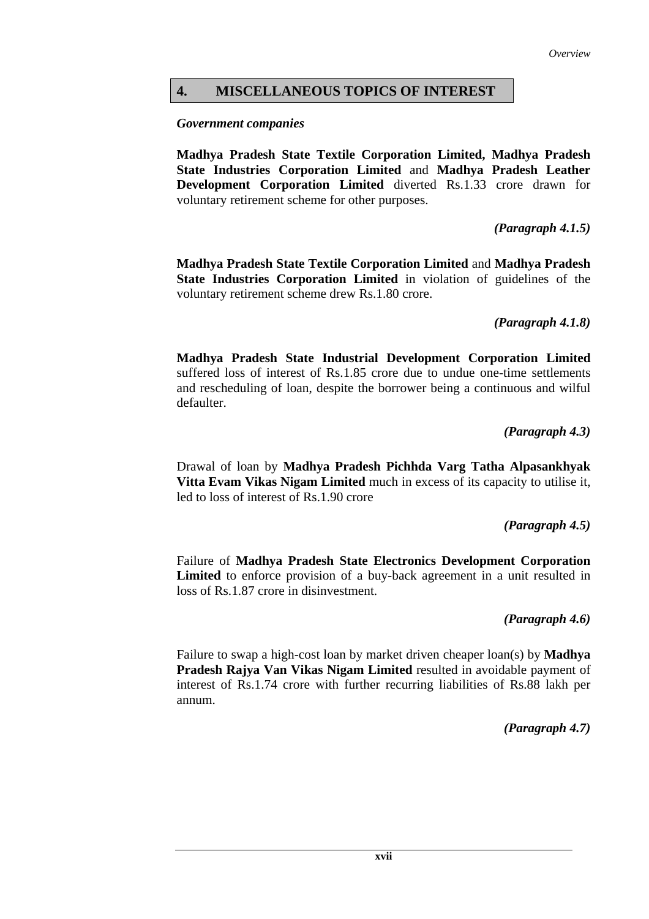## 4. MISCELLANEOUS TOPICS OF INTEREST

***Government companies***

**Madhya Pradesh State Textile Corporation Limited, Madhya Pradesh State Industries Corporation Limited** and **Madhya Pradesh Leather Development Corporation Limited** diverted Rs.1.33 crore drawn for voluntary retirement scheme for other purposes.

***(Paragraph 4.1.5)***

**Madhya Pradesh State Textile Corporation Limited** and **Madhya Pradesh State Industries Corporation Limited** in violation of guidelines of the voluntary retirement scheme drew Rs.1.80 crore.

***(Paragraph 4.1.8)***

**Madhya Pradesh State Industrial Development Corporation Limited** suffered loss of interest of Rs.1.85 crore due to undue one-time settlements and rescheduling of loan, despite the borrower being a continuous and wilful defaulter.

***(Paragraph 4.3)***

Drawal of loan by **Madhya Pradesh Pichhda Varg Tatha Alpasankhyak Vitta Evam Vikas Nigam Limited** much in excess of its capacity to utilise it, led to loss of interest of Rs.1.90 crore

***(Paragraph 4.5)***

Failure of **Madhya Pradesh State Electronics Development Corporation Limited** to enforce provision of a buy-back agreement in a unit resulted in loss of Rs.1.87 crore in disinvestment.

***(Paragraph 4.6)***

Failure to swap a high-cost loan by market driven cheaper loan(s) by **Madhya Pradesh Rajya Van Vikas Nigam Limited** resulted in avoidable payment of interest of Rs.1.74 crore with further recurring liabilities of Rs.88 lakh per annum.

***(Paragraph 4.7)***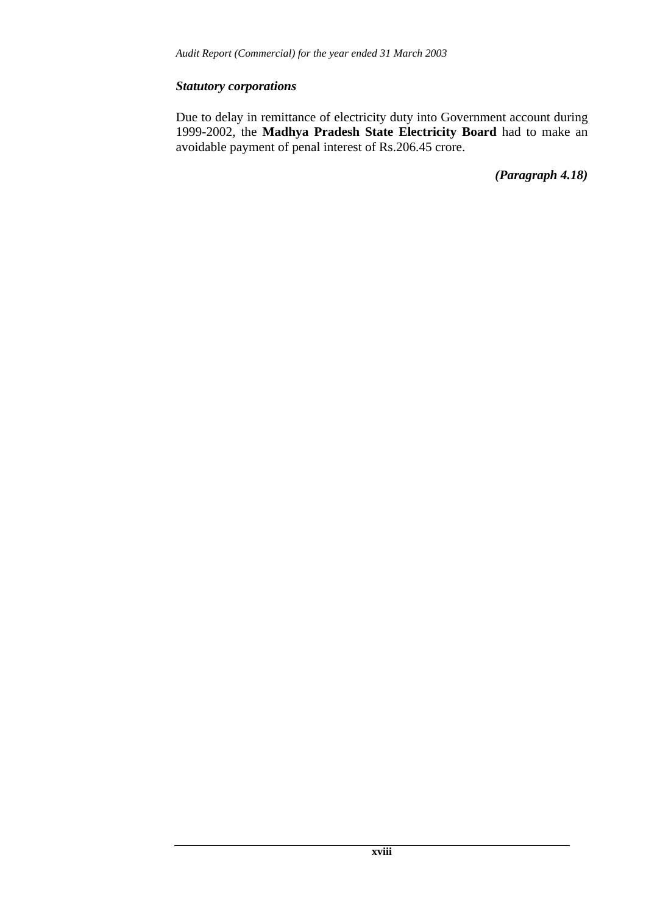### *Statutory corporations*

Due to delay in remittance of electricity duty into Government account during 1999-2002, the **Madhya Pradesh State Electricity Board** had to make an avoidable payment of penal interest of Rs.206.45 crore.

***(Paragraph 4.18)***